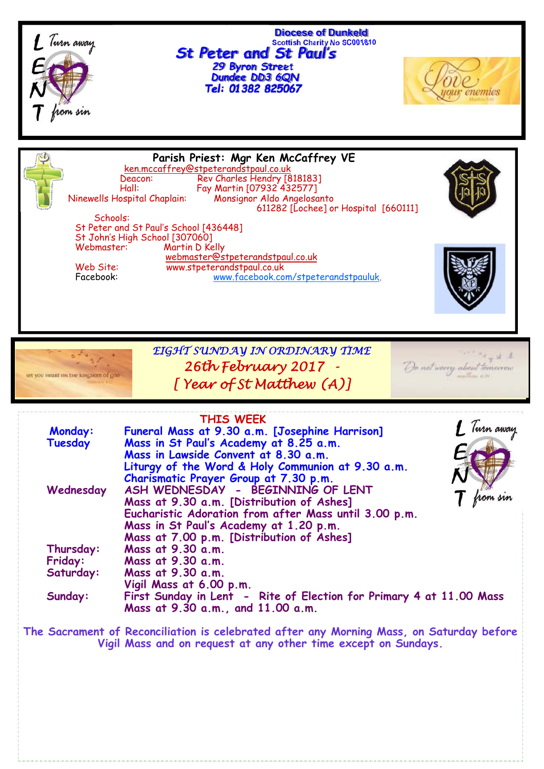L Turn away
E
N
T from sin

**Diocese of Dunkeld**
Scottish Charity No SC001810

# St Peter and St Paul's

29 Byron Street
Dundee DD3 6QN
Tel: 01382 825067

Love your enemies

**Parish Priest: Mgr Ken McCaffrey VE**
ken.mccaffrey@stpeterandstpaul.co.uk
Deacon: Rev Charles Hendry [818183]
Hall: Fay Martin [07932 432577]
Ninewells Hospital Chaplain: Monsignor Aldo Angelosanto
611282 [Lochee] or Hospital [660111]

Schools:
St Peter and St Paul's School [436448]
St John's High School [307060]
Webmaster: Martin D Kelly
webmaster@stpeterandstpaul.co.uk
Web Site: www.stpeterandstpaul.co.uk
Facebook: www.facebook.com/stpeterandstpauluk.

set you heart on the kingdom of god

*EIGHT SUNDAY IN ORDINARY TIME*
*26th February 2017 -*
*[ Year of St Matthew (A)]*

Do not worry about tomorrow

## THIS WEEK

| | |
|---|---|
| **Monday:** | Funeral Mass at 9.30 a.m. [Josephine Harrison] |
| **Tuesday** | Mass in St Paul's Academy at 8.25 a.m. |
| | Mass in Lawside Convent at 8.30 a.m. |
| | Liturgy of the Word & Holy Communion at 9.30 a.m. |
| | Charismatic Prayer Group at 7.30 p.m. |
| **Wednesday** | ASH WEDNESDAY - BEGINNING OF LENT |
| | Mass at 9.30 a.m. [Distribution of Ashes] |
| | Eucharistic Adoration from after Mass until 3.00 p.m. |
| | Mass in St Paul's Academy at 1.20 p.m. |
| | Mass at 7.00 p.m. [Distribution of Ashes] |
| **Thursday:** | Mass at 9.30 a.m. |
| **Friday:** | Mass at 9.30 a.m. |
| **Saturday:** | Mass at 9.30 a.m. |
| | Vigil Mass at 6.00 p.m. |
| **Sunday:** | First Sunday in Lent - Rite of Election for Primary 4 at 11.00 Mass |
| | Mass at 9.30 a.m., and 11.00 a.m. |

The Sacrament of Reconciliation is celebrated after any Morning Mass, on Saturday before Vigil Mass and on request at any other time except on Sundays.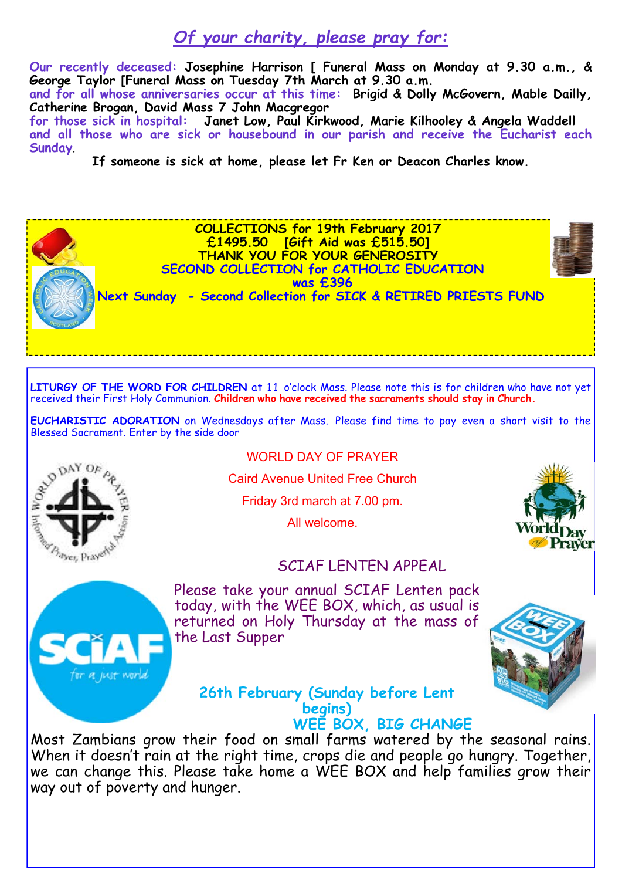## *Of your charity, please pray for:*

**Our recently deceased:** **Josephine Harrison [ Funeral Mass on Monday at 9.30 a.m., & George Taylor [Funeral Mass on Tuesday 7th March at 9.30 a.m.**
**and for all whose anniversaries occur at this time:** **Brigid & Dolly McGovern, Mable Dailly, Catherine Brogan, David Mass 7 John Macgregor**
**for those sick in hospital:** **Janet Low, Paul Kirkwood, Marie Kilhooley & Angela Waddell**
**and all those who are sick or housebound in our parish and receive the Eucharist each Sunday.**

**If someone is sick at home, please let Fr Ken or Deacon Charles know.**

**COLLECTIONS for 19th February 2017**
**£1495.50 [Gift Aid was £515.50]**
**THANK YOU FOR YOUR GENEROSITY**
**SECOND COLLECTION for CATHOLIC EDUCATION**
**was £396**
**Next Sunday - Second Collection for SICK & RETIRED PRIESTS FUND**

**LITURGY OF THE WORD FOR CHILDREN** at 11 o'clock Mass. Please note this is for children who have not yet received their First Holy Communion. **Children who have received the sacraments should stay in Church.**

**EUCHARISTIC ADORATION** on Wednesdays after Mass. Please find time to pay even a short visit to the Blessed Sacrament. Enter by the side door

WORLD DAY OF PRAYER

Caird Avenue United Free Church

Friday 3rd march at 7.00 pm.

All welcome.

SCIAF LENTEN APPEAL

Please take your annual SCIAF Lenten pack today, with the WEE BOX, which, as usual is returned on Holy Thursday at the mass of the Last Supper

**26th February (Sunday before Lent begins)**
**WEE BOX, BIG CHANGE**

Most Zambians grow their food on small farms watered by the seasonal rains. When it doesn't rain at the right time, crops die and people go hungry. Together, we can change this. Please take home a WEE BOX and help families grow their way out of poverty and hunger.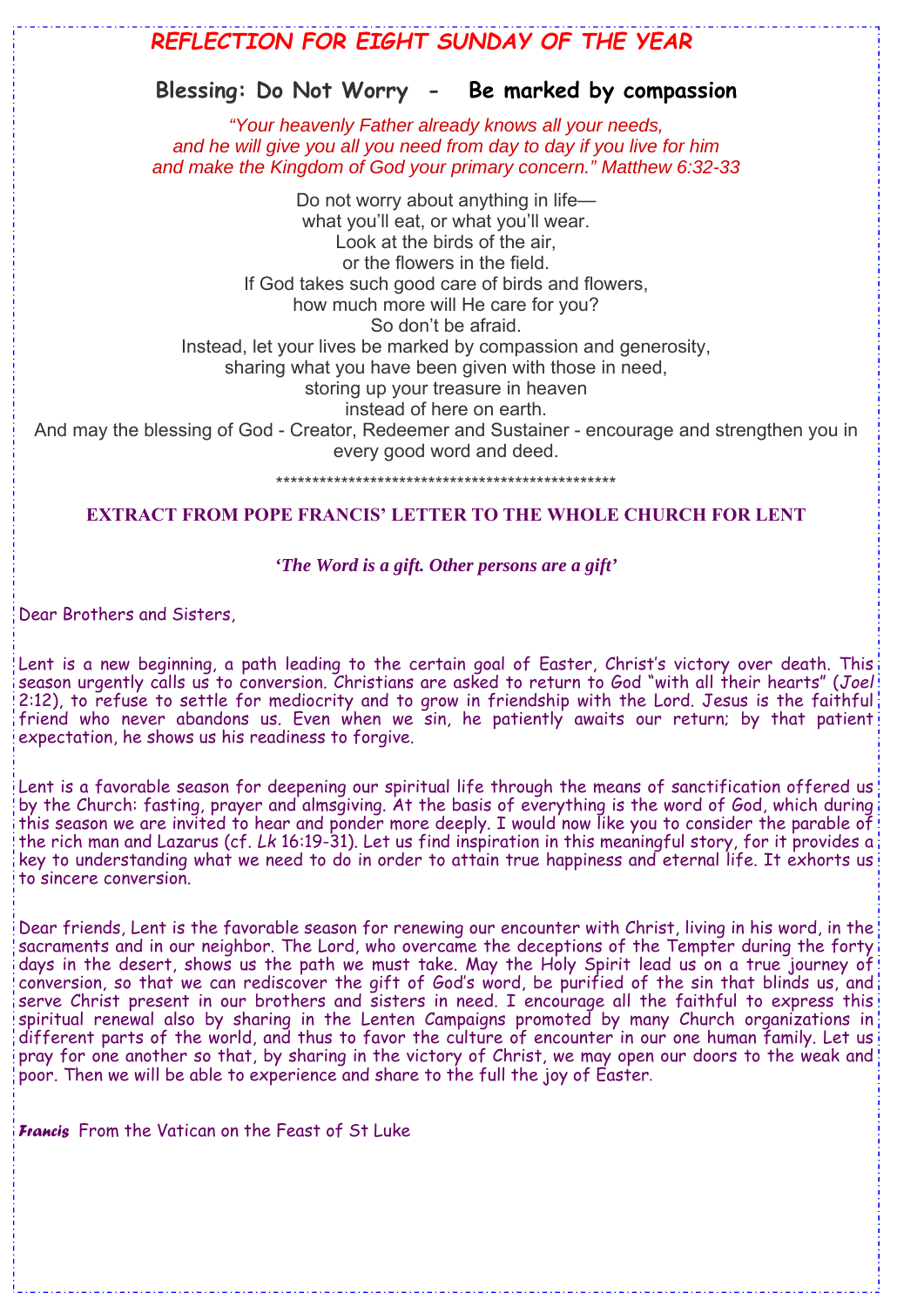# *REFLECTION FOR EIGHT SUNDAY OF THE YEAR*

## Blessing: Do Not Worry - Be marked by compassion

*"Your heavenly Father already knows all your needs,*
*and he will give you all you need from day to day if you live for him*
*and make the Kingdom of God your primary concern." Matthew 6:32-33*

Do not worry about anything in life—
what you'll eat, or what you'll wear.
Look at the birds of the air,
or the flowers in the field.
If God takes such good care of birds and flowers,
how much more will He care for you?
So don't be afraid.
Instead, let your lives be marked by compassion and generosity,
sharing what you have been given with those in need,
storing up your treasure in heaven
instead of here on earth.
And may the blessing of God - Creator, Redeemer and Sustainer - encourage and strengthen you in every good word and deed.

************************************************

### EXTRACT FROM POPE FRANCIS' LETTER TO THE WHOLE CHURCH FOR LENT

***'The Word is a gift. Other persons are a gift'***

Dear Brothers and Sisters,

Lent is a new beginning, a path leading to the certain goal of Easter, Christ's victory over death. This season urgently calls us to conversion. Christians are asked to return to God "with all their hearts" (*Joel* 2:12), to refuse to settle for mediocrity and to grow in friendship with the Lord. Jesus is the faithful friend who never abandons us. Even when we sin, he patiently awaits our return; by that patient expectation, he shows us his readiness to forgive.

Lent is a favorable season for deepening our spiritual life through the means of sanctification offered us by the Church: fasting, prayer and almsgiving. At the basis of everything is the word of God, which during this season we are invited to hear and ponder more deeply. I would now like you to consider the parable of the rich man and Lazarus (cf. *Lk* 16:19-31). Let us find inspiration in this meaningful story, for it provides a key to understanding what we need to do in order to attain true happiness and eternal life. It exhorts us to sincere conversion.

Dear friends, Lent is the favorable season for renewing our encounter with Christ, living in his word, in the sacraments and in our neighbor. The Lord, who overcame the deceptions of the Tempter during the forty days in the desert, shows us the path we must take. May the Holy Spirit lead us on a true journey of conversion, so that we can rediscover the gift of God's word, be purified of the sin that blinds us, and serve Christ present in our brothers and sisters in need. I encourage all the faithful to express this spiritual renewal also by sharing in the Lenten Campaigns promoted by many Church organizations in different parts of the world, and thus to favor the culture of encounter in our one human family. Let us pray for one another so that, by sharing in the victory of Christ, we may open our doors to the weak and poor. Then we will be able to experience and share to the full the joy of Easter.

*Francis* From the Vatican on the Feast of St Luke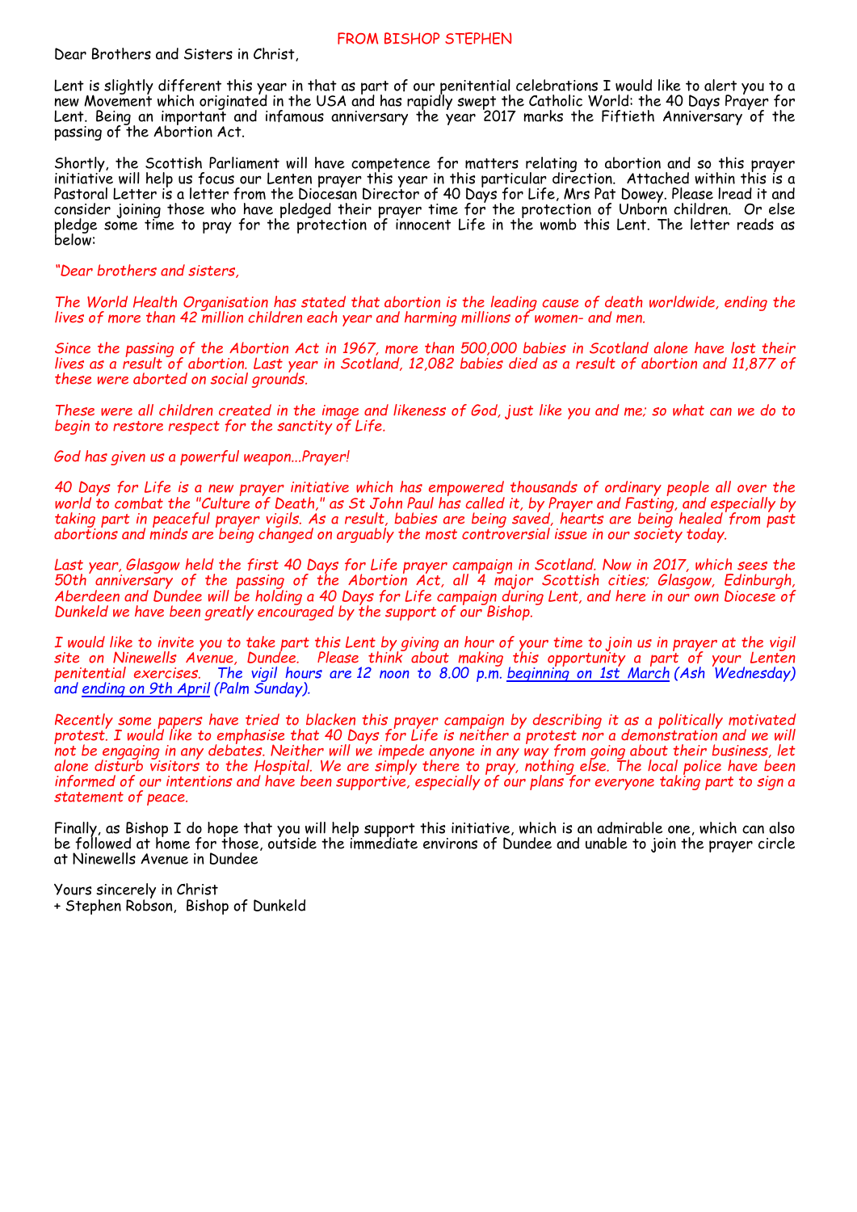## FROM BISHOP STEPHEN

Dear Brothers and Sisters in Christ,

Lent is slightly different this year in that as part of our penitential celebrations I would like to alert you to a new Movement which originated in the USA and has rapidly swept the Catholic World: the 40 Days Prayer for Lent. Being an important and infamous anniversary the year 2017 marks the Fiftieth Anniversary of the passing of the Abortion Act.

Shortly, the Scottish Parliament will have competence for matters relating to abortion and so this prayer initiative will help us focus our Lenten prayer this year in this particular direction. Attached within this is a Pastoral Letter is a letter from the Diocesan Director of 40 Days for Life, Mrs Pat Dowey. Please lread it and consider joining those who have pledged their prayer time for the protection of Unborn children. Or else pledge some time to pray for the protection of innocent Life in the womb this Lent. The letter reads as below:

*"Dear brothers and sisters,*

*The World Health Organisation has stated that abortion is the leading cause of death worldwide, ending the lives of more than 42 million children each year and harming millions of women- and men.*

*Since the passing of the Abortion Act in 1967, more than 500,000 babies in Scotland alone have lost their lives as a result of abortion. Last year in Scotland, 12,082 babies died as a result of abortion and 11,877 of these were aborted on social grounds.*

*These were all children created in the image and likeness of God, just like you and me; so what can we do to begin to restore respect for the sanctity of Life.*

*God has given us a powerful weapon...Prayer!*

*40 Days for Life is a new prayer initiative which has empowered thousands of ordinary people all over the world to combat the "Culture of Death," as St John Paul has called it, by Prayer and Fasting, and especially by taking part in peaceful prayer vigils. As a result, babies are being saved, hearts are being healed from past abortions and minds are being changed on arguably the most controversial issue in our society today.*

*Last year, Glasgow held the first 40 Days for Life prayer campaign in Scotland. Now in 2017, which sees the 50th anniversary of the passing of the Abortion Act, all 4 major Scottish cities; Glasgow, Edinburgh, Aberdeen and Dundee will be holding a 40 Days for Life campaign during Lent, and here in our own Diocese of Dunkeld we have been greatly encouraged by the support of our Bishop.*

*I would like to invite you to take part this Lent by giving an hour of your time to join us in prayer at the vigil site on Ninewells Avenue, Dundee. Please think about making this opportunity a part of your Lenten penitential exercises. The vigil hours are 12 noon to 8.00 p.m. beginning on 1st March (Ash Wednesday) and ending on 9th April (Palm Sunday).*

*Recently some papers have tried to blacken this prayer campaign by describing it as a politically motivated protest. I would like to emphasise that 40 Days for Life is neither a protest nor a demonstration and we will not be engaging in any debates. Neither will we impede anyone in any way from going about their business, let alone disturb visitors to the Hospital. We are simply there to pray, nothing else. The local police have been informed of our intentions and have been supportive, especially of our plans for everyone taking part to sign a statement of peace.*

Finally, as Bishop I do hope that you will help support this initiative, which is an admirable one, which can also be followed at home for those, outside the immediate environs of Dundee and unable to join the prayer circle at Ninewells Avenue in Dundee

Yours sincerely in Christ
+ Stephen Robson, Bishop of Dunkeld